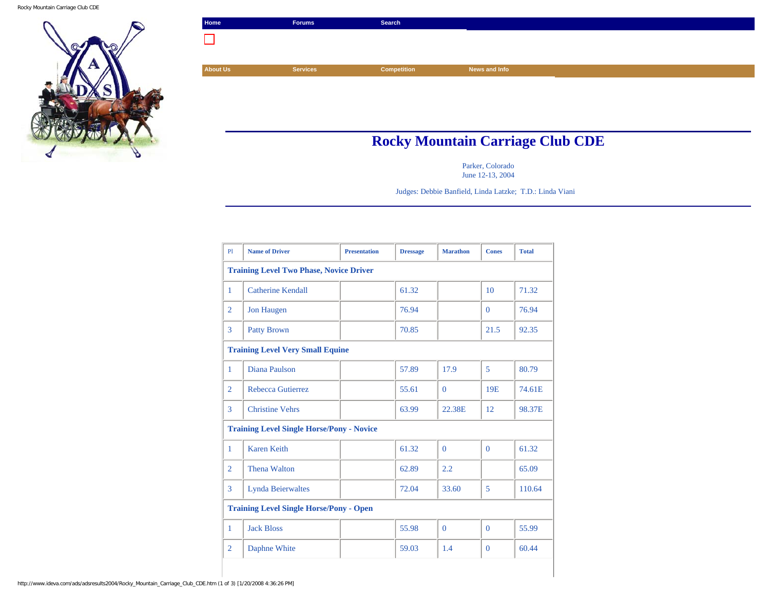Home | Forums | Search

About Us | Services | Competition | News and Info

# Rocky Mountain Carriage Club CDE

Parker, Colorado
June 12-13, 2004

Judges: Debbie Banfield, Linda Latzke; T.D.: Linda Viani

| Pl | Name of Driver | Presentation | Dressage | Marathon | Cones | Total |
|---|---|---|---|---|---|---|
| **Training Level Two Phase, Novice Driver** | | | | | | |
| 1 | Catherine Kendall | | 61.32 | | 10 | 71.32 |
| 2 | Jon Haugen | | 76.94 | | 0 | 76.94 |
| 3 | Patty Brown | | 70.85 | | 21.5 | 92.35 |
| **Training Level Very Small Equine** | | | | | | |
| 1 | Diana Paulson | | 57.89 | 17.9 | 5 | 80.79 |
| 2 | Rebecca Gutierrez | | 55.61 | 0 | 19E | 74.61E |
| 3 | Christine Vehrs | | 63.99 | 22.38E | 12 | 98.37E |
| **Training Level Single Horse/Pony - Novice** | | | | | | |
| 1 | Karen Keith | | 61.32 | 0 | 0 | 61.32 |
| 2 | Thena Walton | | 62.89 | 2.2 | | 65.09 |
| 3 | Lynda Beierwaltes | | 72.04 | 33.60 | 5 | 110.64 |
| **Training Level Single Horse/Pony - Open** | | | | | | |
| 1 | Jack Bloss | | 55.98 | 0 | 0 | 55.99 |
| 2 | Daphne White | | 59.03 | 1.4 | 0 | 60.44 |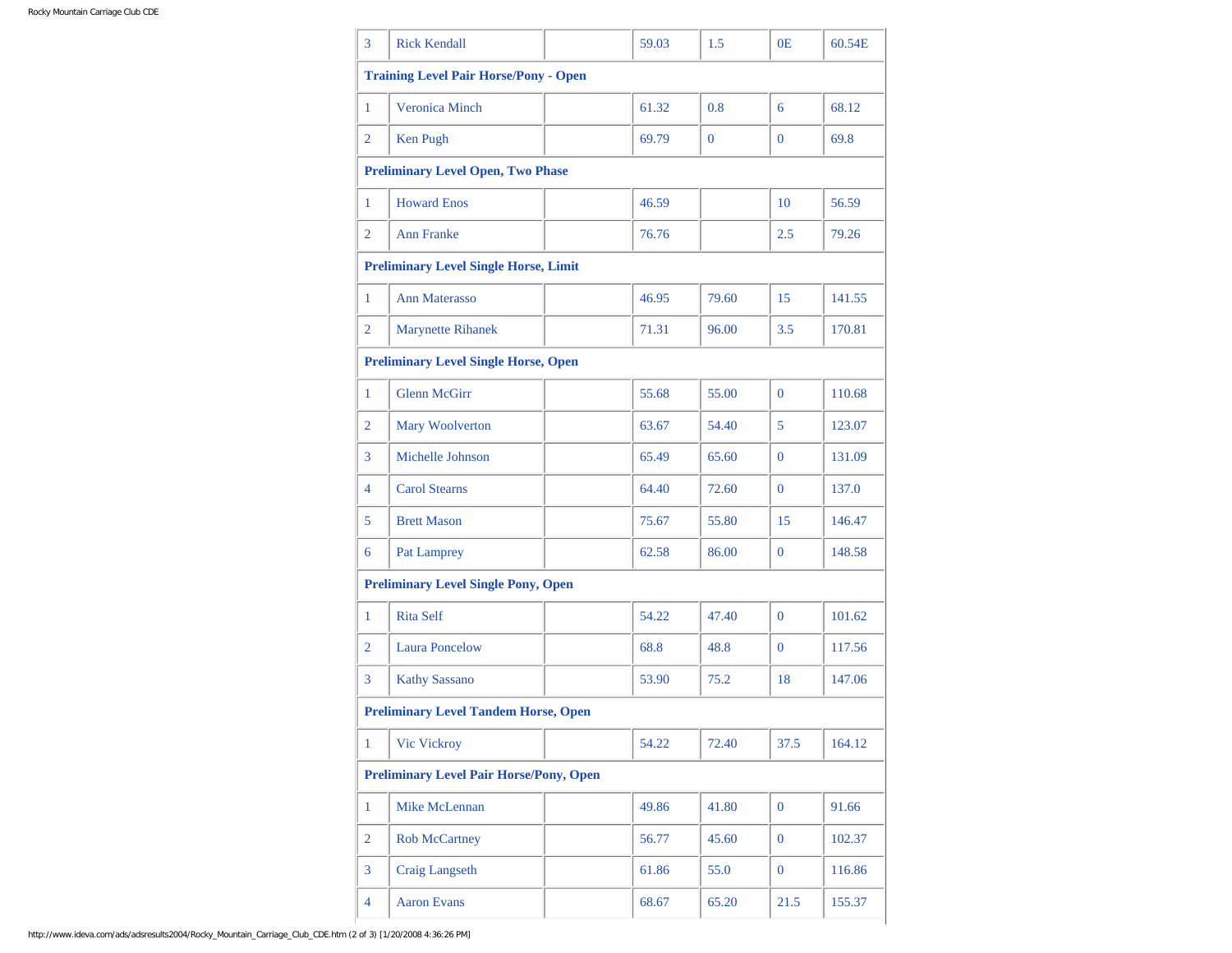| 3 | Rick Kendall | | 59.03 | 1.5 | 0E | 60.54E |
|---|---|---|---|---|---|---|
| **Training Level Pair Horse/Pony - Open** | | | | | | |
| 1 | Veronica Minch | | 61.32 | 0.8 | 6 | 68.12 |
| 2 | Ken Pugh | | 69.79 | 0 | 0 | 69.8 |
| **Preliminary Level Open, Two Phase** | | | | | | |
| 1 | Howard Enos | | 46.59 | | 10 | 56.59 |
| 2 | Ann Franke | | 76.76 | | 2.5 | 79.26 |
| **Preliminary Level Single Horse, Limit** | | | | | | |
| 1 | Ann Materasso | | 46.95 | 79.60 | 15 | 141.55 |
| 2 | Marynette Rihanek | | 71.31 | 96.00 | 3.5 | 170.81 |
| **Preliminary Level Single Horse, Open** | | | | | | |
| 1 | Glenn McGirr | | 55.68 | 55.00 | 0 | 110.68 |
| 2 | Mary Woolverton | | 63.67 | 54.40 | 5 | 123.07 |
| 3 | Michelle Johnson | | 65.49 | 65.60 | 0 | 131.09 |
| 4 | Carol Stearns | | 64.40 | 72.60 | 0 | 137.0 |
| 5 | Brett Mason | | 75.67 | 55.80 | 15 | 146.47 |
| 6 | Pat Lamprey | | 62.58 | 86.00 | 0 | 148.58 |
| **Preliminary Level Single Pony, Open** | | | | | | |
| 1 | Rita Self | | 54.22 | 47.40 | 0 | 101.62 |
| 2 | Laura Poncelow | | 68.8 | 48.8 | 0 | 117.56 |
| 3 | Kathy Sassano | | 53.90 | 75.2 | 18 | 147.06 |
| **Preliminary Level Tandem Horse, Open** | | | | | | |
| 1 | Vic Vickroy | | 54.22 | 72.40 | 37.5 | 164.12 |
| **Preliminary Level Pair Horse/Pony, Open** | | | | | | |
| 1 | Mike McLennan | | 49.86 | 41.80 | 0 | 91.66 |
| 2 | Rob McCartney | | 56.77 | 45.60 | 0 | 102.37 |
| 3 | Craig Langseth | | 61.86 | 55.0 | 0 | 116.86 |
| 4 | Aaron Evans | | 68.67 | 65.20 | 21.5 | 155.37 |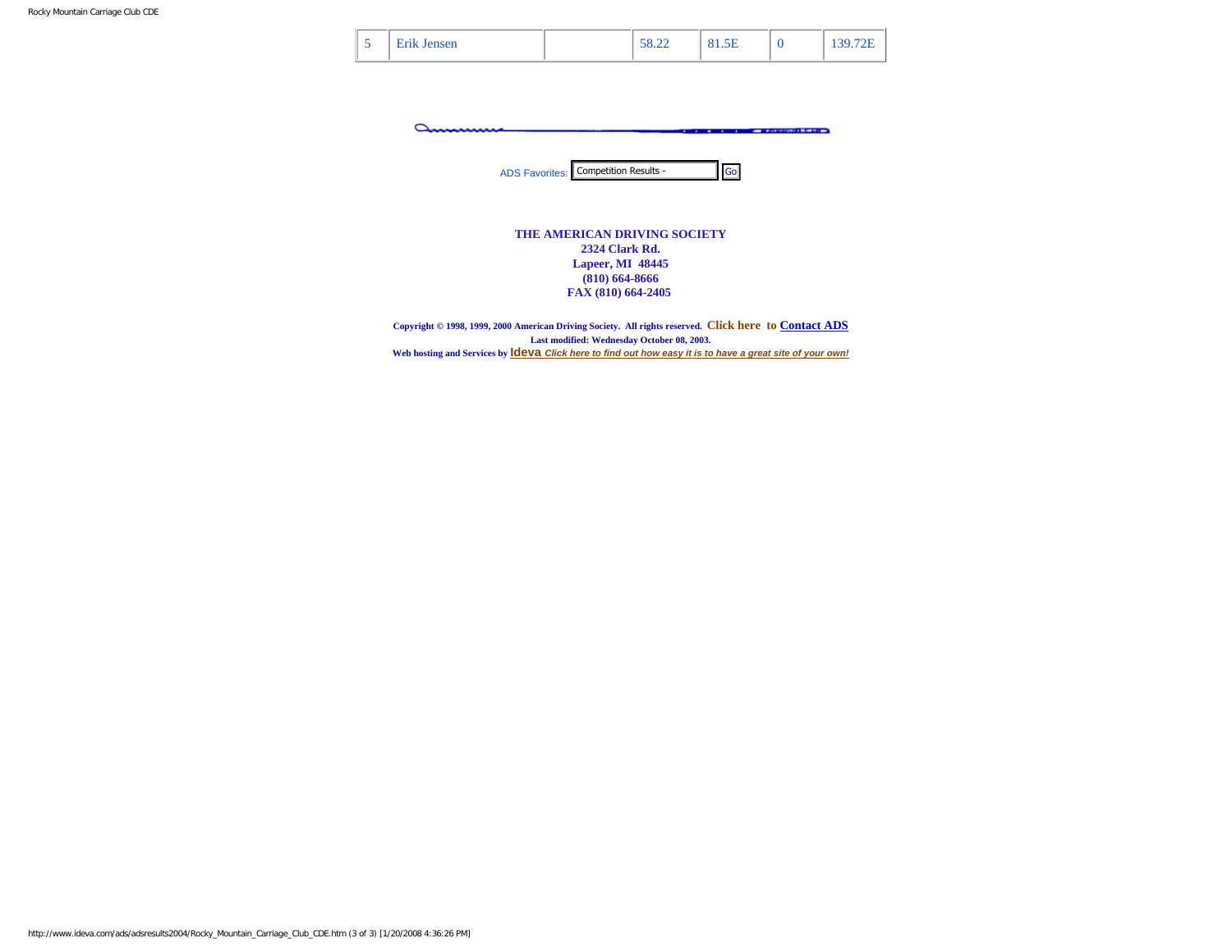| | | | | | | |
|---|---|---|---|---|---|---|
| 5 | Erik Jensen | | 58.22 | 81.5E | 0 | 139.72E |

ADS Favorites: Competition Results - Go

**THE AMERICAN DRIVING SOCIETY**
**2324 Clark Rd.**
**Lapeer, MI 48445**
**(810) 664-8666**
**FAX (810) 664-2405**

**Copyright © 1998, 1999, 2000 American Driving Society. All rights reserved. Click here to Contact ADS**
**Last modified: Wednesday October 08, 2003.**
**Web hosting and Services by Ideva *Click here to find out how easy it is to have a great site of your own!***